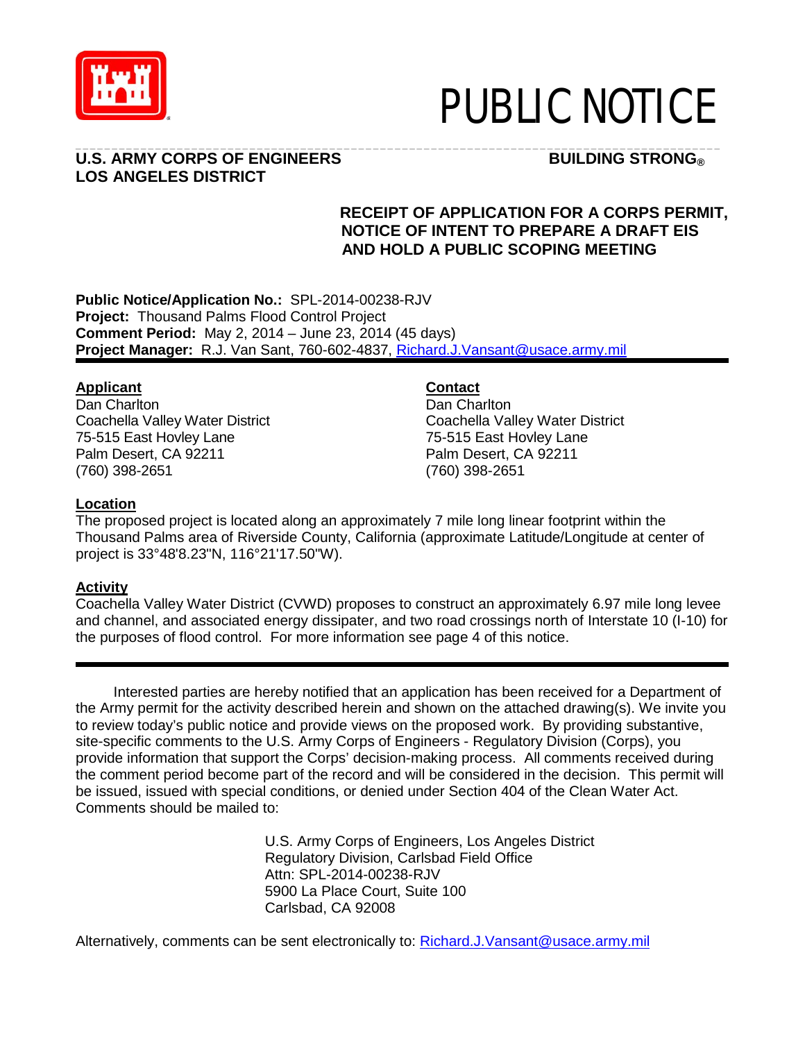# PUBLIC NOTICE

**U.S. ARMY CORPS OF ENGINEERS** **BUILDING STRONG®**
**LOS ANGELES DISTRICT**

**RECEIPT OF APPLICATION FOR A CORPS PERMIT, NOTICE OF INTENT TO PREPARE A DRAFT EIS AND HOLD A PUBLIC SCOPING MEETING**

**Public Notice/Application No.:** SPL-2014-00238-RJV
**Project:** Thousand Palms Flood Control Project
**Comment Period:** May 2, 2014 – June 23, 2014 (45 days)
**Project Manager:** R.J. Van Sant, 760-602-4837, Richard.J.Vansant@usace.army.mil

**Applicant**
Dan Charlton
Coachella Valley Water District
75-515 East Hovley Lane
Palm Desert, CA 92211
(760) 398-2651

**Contact**
Dan Charlton
Coachella Valley Water District
75-515 East Hovley Lane
Palm Desert, CA 92211
(760) 398-2651

**Location**
The proposed project is located along an approximately 7 mile long linear footprint within the Thousand Palms area of Riverside County, California (approximate Latitude/Longitude at center of project is 33°48'8.23"N, 116°21'17.50"W).

**Activity**
Coachella Valley Water District (CVWD) proposes to construct an approximately 6.97 mile long levee and channel, and associated energy dissipater, and two road crossings north of Interstate 10 (I-10) for the purposes of flood control. For more information see page 4 of this notice.

Interested parties are hereby notified that an application has been received for a Department of the Army permit for the activity described herein and shown on the attached drawing(s). We invite you to review today's public notice and provide views on the proposed work. By providing substantive, site-specific comments to the U.S. Army Corps of Engineers - Regulatory Division (Corps), you provide information that support the Corps' decision-making process. All comments received during the comment period become part of the record and will be considered in the decision. This permit will be issued, issued with special conditions, or denied under Section 404 of the Clean Water Act. Comments should be mailed to:

U.S. Army Corps of Engineers, Los Angeles District
Regulatory Division, Carlsbad Field Office
Attn: SPL-2014-00238-RJV
5900 La Place Court, Suite 100
Carlsbad, CA 92008

Alternatively, comments can be sent electronically to: Richard.J.Vansant@usace.army.mil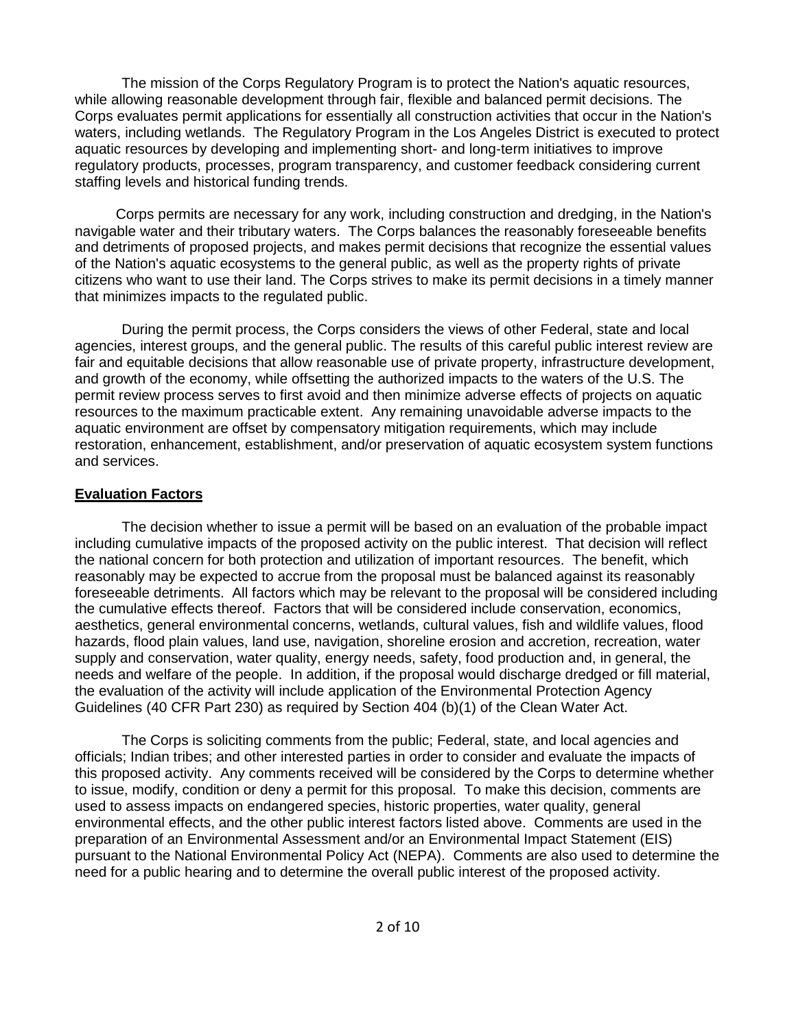The mission of the Corps Regulatory Program is to protect the Nation's aquatic resources, while allowing reasonable development through fair, flexible and balanced permit decisions. The Corps evaluates permit applications for essentially all construction activities that occur in the Nation's waters, including wetlands. The Regulatory Program in the Los Angeles District is executed to protect aquatic resources by developing and implementing short- and long-term initiatives to improve regulatory products, processes, program transparency, and customer feedback considering current staffing levels and historical funding trends.

Corps permits are necessary for any work, including construction and dredging, in the Nation's navigable water and their tributary waters. The Corps balances the reasonably foreseeable benefits and detriments of proposed projects, and makes permit decisions that recognize the essential values of the Nation's aquatic ecosystems to the general public, as well as the property rights of private citizens who want to use their land. The Corps strives to make its permit decisions in a timely manner that minimizes impacts to the regulated public.

During the permit process, the Corps considers the views of other Federal, state and local agencies, interest groups, and the general public. The results of this careful public interest review are fair and equitable decisions that allow reasonable use of private property, infrastructure development, and growth of the economy, while offsetting the authorized impacts to the waters of the U.S. The permit review process serves to first avoid and then minimize adverse effects of projects on aquatic resources to the maximum practicable extent. Any remaining unavoidable adverse impacts to the aquatic environment are offset by compensatory mitigation requirements, which may include restoration, enhancement, establishment, and/or preservation of aquatic ecosystem system functions and services.

## Evaluation Factors

The decision whether to issue a permit will be based on an evaluation of the probable impact including cumulative impacts of the proposed activity on the public interest. That decision will reflect the national concern for both protection and utilization of important resources. The benefit, which reasonably may be expected to accrue from the proposal must be balanced against its reasonably foreseeable detriments. All factors which may be relevant to the proposal will be considered including the cumulative effects thereof. Factors that will be considered include conservation, economics, aesthetics, general environmental concerns, wetlands, cultural values, fish and wildlife values, flood hazards, flood plain values, land use, navigation, shoreline erosion and accretion, recreation, water supply and conservation, water quality, energy needs, safety, food production and, in general, the needs and welfare of the people. In addition, if the proposal would discharge dredged or fill material, the evaluation of the activity will include application of the Environmental Protection Agency Guidelines (40 CFR Part 230) as required by Section 404 (b)(1) of the Clean Water Act.

The Corps is soliciting comments from the public; Federal, state, and local agencies and officials; Indian tribes; and other interested parties in order to consider and evaluate the impacts of this proposed activity. Any comments received will be considered by the Corps to determine whether to issue, modify, condition or deny a permit for this proposal. To make this decision, comments are used to assess impacts on endangered species, historic properties, water quality, general environmental effects, and the other public interest factors listed above. Comments are used in the preparation of an Environmental Assessment and/or an Environmental Impact Statement (EIS) pursuant to the National Environmental Policy Act (NEPA). Comments are also used to determine the need for a public hearing and to determine the overall public interest of the proposed activity.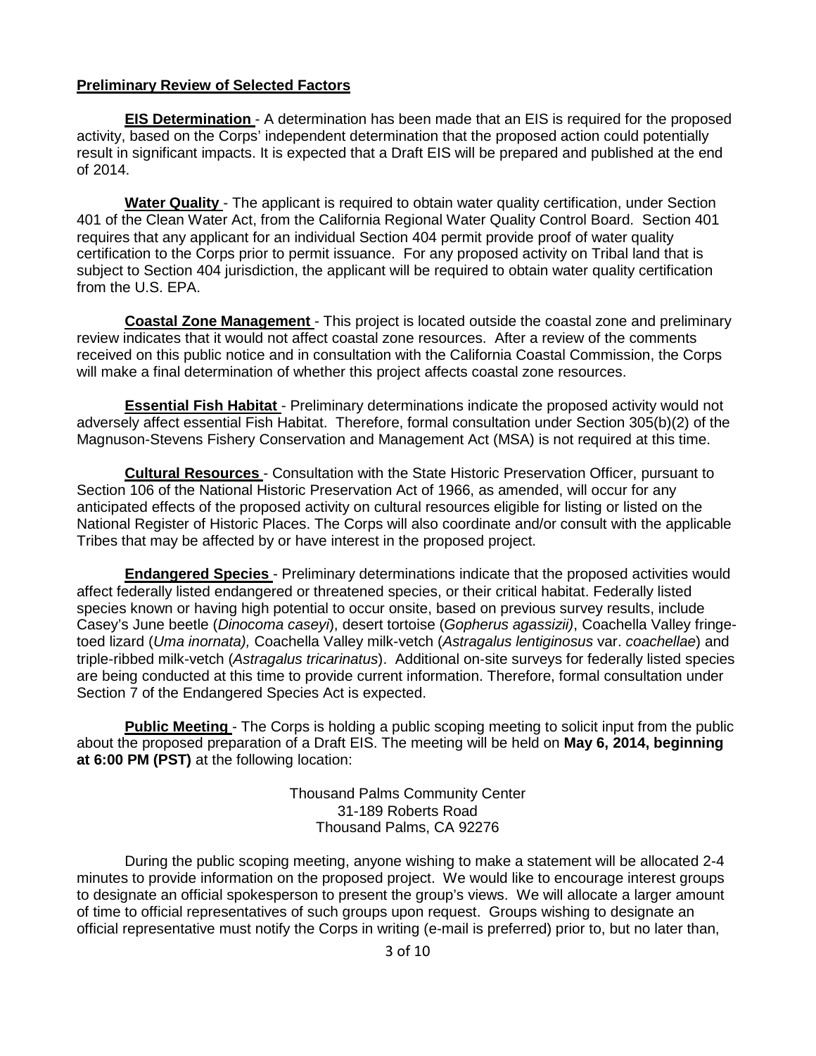**Preliminary Review of Selected Factors**

**EIS Determination** - A determination has been made that an EIS is required for the proposed activity, based on the Corps' independent determination that the proposed action could potentially result in significant impacts. It is expected that a Draft EIS will be prepared and published at the end of 2014.

**Water Quality** - The applicant is required to obtain water quality certification, under Section 401 of the Clean Water Act, from the California Regional Water Quality Control Board. Section 401 requires that any applicant for an individual Section 404 permit provide proof of water quality certification to the Corps prior to permit issuance. For any proposed activity on Tribal land that is subject to Section 404 jurisdiction, the applicant will be required to obtain water quality certification from the U.S. EPA.

**Coastal Zone Management** - This project is located outside the coastal zone and preliminary review indicates that it would not affect coastal zone resources. After a review of the comments received on this public notice and in consultation with the California Coastal Commission, the Corps will make a final determination of whether this project affects coastal zone resources.

**Essential Fish Habitat** - Preliminary determinations indicate the proposed activity would not adversely affect essential Fish Habitat. Therefore, formal consultation under Section 305(b)(2) of the Magnuson-Stevens Fishery Conservation and Management Act (MSA) is not required at this time.

**Cultural Resources** - Consultation with the State Historic Preservation Officer, pursuant to Section 106 of the National Historic Preservation Act of 1966, as amended, will occur for any anticipated effects of the proposed activity on cultural resources eligible for listing or listed on the National Register of Historic Places. The Corps will also coordinate and/or consult with the applicable Tribes that may be affected by or have interest in the proposed project.

**Endangered Species** - Preliminary determinations indicate that the proposed activities would affect federally listed endangered or threatened species, or their critical habitat. Federally listed species known or having high potential to occur onsite, based on previous survey results, include Casey's June beetle (*Dinocoma caseyi*), desert tortoise (*Gopherus agassizii)*, Coachella Valley fringe-toed lizard (*Uma inornata),* Coachella Valley milk-vetch (*Astragalus lentiginosus* var. *coachellae*) and triple-ribbed milk-vetch (*Astragalus tricarinatus*). Additional on-site surveys for federally listed species are being conducted at this time to provide current information. Therefore, formal consultation under Section 7 of the Endangered Species Act is expected.

**Public Meeting** - The Corps is holding a public scoping meeting to solicit input from the public about the proposed preparation of a Draft EIS. The meeting will be held on **May 6, 2014, beginning at 6:00 PM (PST)** at the following location:

Thousand Palms Community Center
31-189 Roberts Road
Thousand Palms, CA 92276

During the public scoping meeting, anyone wishing to make a statement will be allocated 2-4 minutes to provide information on the proposed project. We would like to encourage interest groups to designate an official spokesperson to present the group's views. We will allocate a larger amount of time to official representatives of such groups upon request. Groups wishing to designate an official representative must notify the Corps in writing (e-mail is preferred) prior to, but no later than,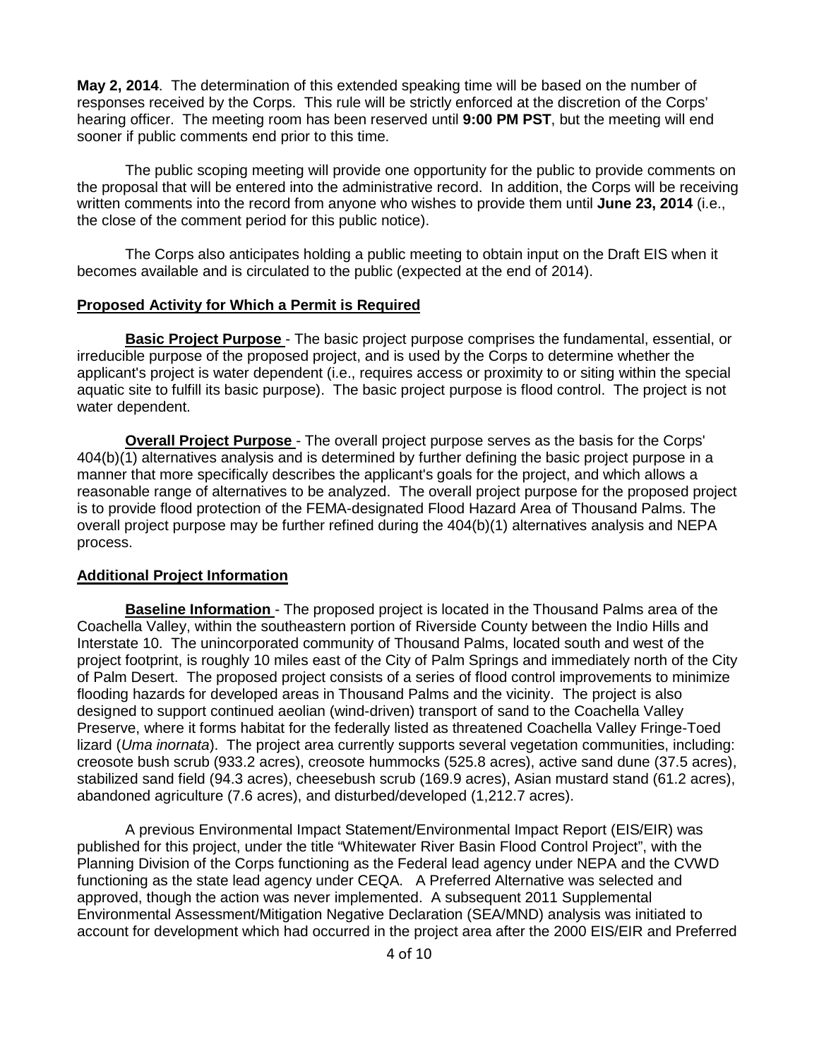**May 2, 2014**. The determination of this extended speaking time will be based on the number of responses received by the Corps. This rule will be strictly enforced at the discretion of the Corps' hearing officer. The meeting room has been reserved until **9:00 PM PST**, but the meeting will end sooner if public comments end prior to this time.

The public scoping meeting will provide one opportunity for the public to provide comments on the proposal that will be entered into the administrative record. In addition, the Corps will be receiving written comments into the record from anyone who wishes to provide them until **June 23, 2014** (i.e., the close of the comment period for this public notice).

The Corps also anticipates holding a public meeting to obtain input on the Draft EIS when it becomes available and is circulated to the public (expected at the end of 2014).

## Proposed Activity for Which a Permit is Required

**Basic Project Purpose** - The basic project purpose comprises the fundamental, essential, or irreducible purpose of the proposed project, and is used by the Corps to determine whether the applicant's project is water dependent (i.e., requires access or proximity to or siting within the special aquatic site to fulfill its basic purpose). The basic project purpose is flood control. The project is not water dependent.

**Overall Project Purpose** - The overall project purpose serves as the basis for the Corps' 404(b)(1) alternatives analysis and is determined by further defining the basic project purpose in a manner that more specifically describes the applicant's goals for the project, and which allows a reasonable range of alternatives to be analyzed. The overall project purpose for the proposed project is to provide flood protection of the FEMA-designated Flood Hazard Area of Thousand Palms. The overall project purpose may be further refined during the 404(b)(1) alternatives analysis and NEPA process.

## Additional Project Information

**Baseline Information** - The proposed project is located in the Thousand Palms area of the Coachella Valley, within the southeastern portion of Riverside County between the Indio Hills and Interstate 10. The unincorporated community of Thousand Palms, located south and west of the project footprint, is roughly 10 miles east of the City of Palm Springs and immediately north of the City of Palm Desert. The proposed project consists of a series of flood control improvements to minimize flooding hazards for developed areas in Thousand Palms and the vicinity. The project is also designed to support continued aeolian (wind-driven) transport of sand to the Coachella Valley Preserve, where it forms habitat for the federally listed as threatened Coachella Valley Fringe-Toed lizard (*Uma inornata*). The project area currently supports several vegetation communities, including: creosote bush scrub (933.2 acres), creosote hummocks (525.8 acres), active sand dune (37.5 acres), stabilized sand field (94.3 acres), cheesebush scrub (169.9 acres), Asian mustard stand (61.2 acres), abandoned agriculture (7.6 acres), and disturbed/developed (1,212.7 acres).

A previous Environmental Impact Statement/Environmental Impact Report (EIS/EIR) was published for this project, under the title "Whitewater River Basin Flood Control Project", with the Planning Division of the Corps functioning as the Federal lead agency under NEPA and the CVWD functioning as the state lead agency under CEQA. A Preferred Alternative was selected and approved, though the action was never implemented. A subsequent 2011 Supplemental Environmental Assessment/Mitigation Negative Declaration (SEA/MND) analysis was initiated to account for development which had occurred in the project area after the 2000 EIS/EIR and Preferred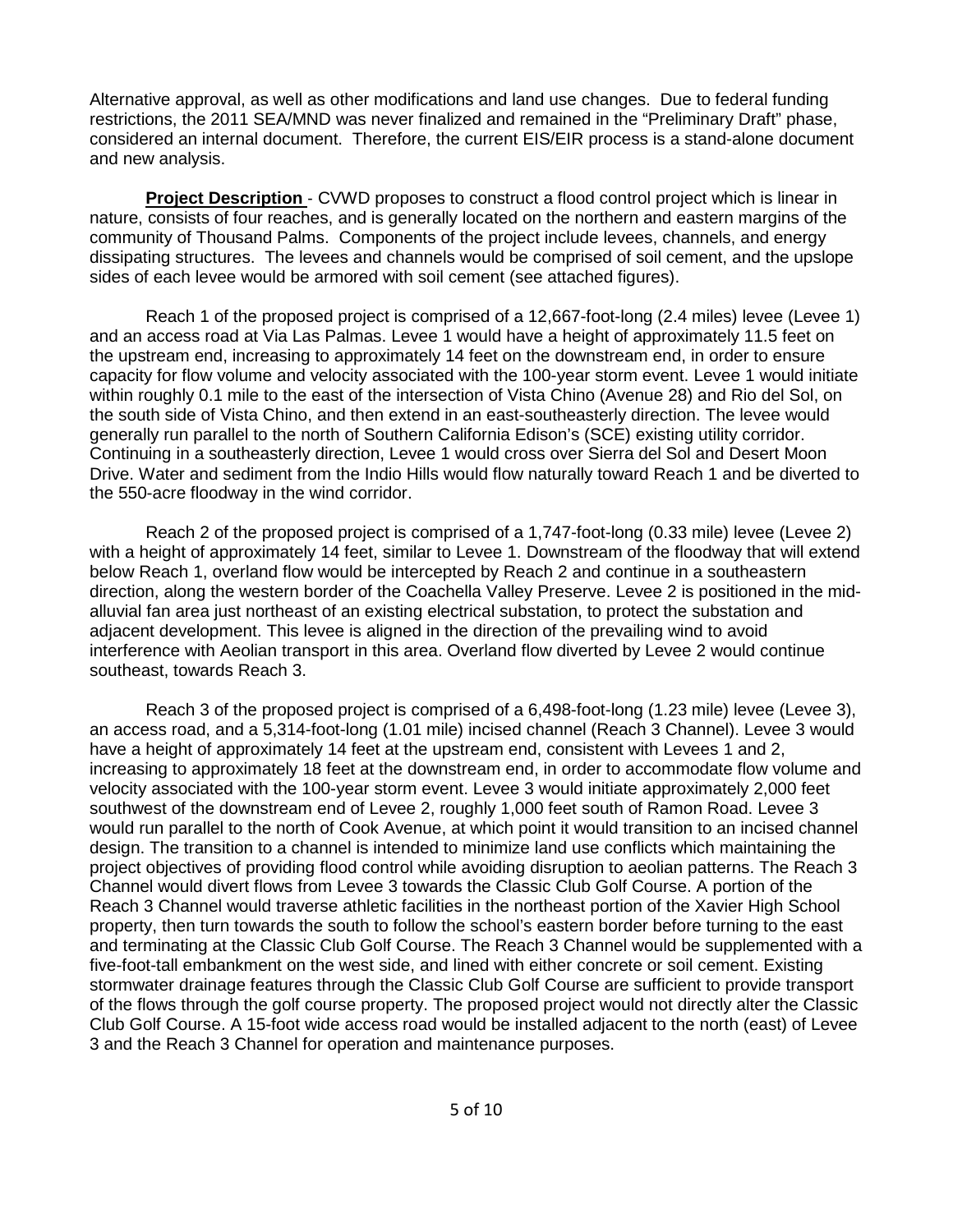Alternative approval, as well as other modifications and land use changes. Due to federal funding restrictions, the 2011 SEA/MND was never finalized and remained in the "Preliminary Draft" phase, considered an internal document. Therefore, the current EIS/EIR process is a stand-alone document and new analysis.

**Project Description** - CVWD proposes to construct a flood control project which is linear in nature, consists of four reaches, and is generally located on the northern and eastern margins of the community of Thousand Palms. Components of the project include levees, channels, and energy dissipating structures. The levees and channels would be comprised of soil cement, and the upslope sides of each levee would be armored with soil cement (see attached figures).

Reach 1 of the proposed project is comprised of a 12,667-foot-long (2.4 miles) levee (Levee 1) and an access road at Via Las Palmas. Levee 1 would have a height of approximately 11.5 feet on the upstream end, increasing to approximately 14 feet on the downstream end, in order to ensure capacity for flow volume and velocity associated with the 100-year storm event. Levee 1 would initiate within roughly 0.1 mile to the east of the intersection of Vista Chino (Avenue 28) and Rio del Sol, on the south side of Vista Chino, and then extend in an east-southeasterly direction. The levee would generally run parallel to the north of Southern California Edison's (SCE) existing utility corridor. Continuing in a southeasterly direction, Levee 1 would cross over Sierra del Sol and Desert Moon Drive. Water and sediment from the Indio Hills would flow naturally toward Reach 1 and be diverted to the 550-acre floodway in the wind corridor.

Reach 2 of the proposed project is comprised of a 1,747-foot-long (0.33 mile) levee (Levee 2) with a height of approximately 14 feet, similar to Levee 1. Downstream of the floodway that will extend below Reach 1, overland flow would be intercepted by Reach 2 and continue in a southeastern direction, along the western border of the Coachella Valley Preserve. Levee 2 is positioned in the mid-alluvial fan area just northeast of an existing electrical substation, to protect the substation and adjacent development. This levee is aligned in the direction of the prevailing wind to avoid interference with Aeolian transport in this area. Overland flow diverted by Levee 2 would continue southeast, towards Reach 3.

Reach 3 of the proposed project is comprised of a 6,498-foot-long (1.23 mile) levee (Levee 3), an access road, and a 5,314-foot-long (1.01 mile) incised channel (Reach 3 Channel). Levee 3 would have a height of approximately 14 feet at the upstream end, consistent with Levees 1 and 2, increasing to approximately 18 feet at the downstream end, in order to accommodate flow volume and velocity associated with the 100-year storm event. Levee 3 would initiate approximately 2,000 feet southwest of the downstream end of Levee 2, roughly 1,000 feet south of Ramon Road. Levee 3 would run parallel to the north of Cook Avenue, at which point it would transition to an incised channel design. The transition to a channel is intended to minimize land use conflicts which maintaining the project objectives of providing flood control while avoiding disruption to aeolian patterns. The Reach 3 Channel would divert flows from Levee 3 towards the Classic Club Golf Course. A portion of the Reach 3 Channel would traverse athletic facilities in the northeast portion of the Xavier High School property, then turn towards the south to follow the school's eastern border before turning to the east and terminating at the Classic Club Golf Course. The Reach 3 Channel would be supplemented with a five-foot-tall embankment on the west side, and lined with either concrete or soil cement. Existing stormwater drainage features through the Classic Club Golf Course are sufficient to provide transport of the flows through the golf course property. The proposed project would not directly alter the Classic Club Golf Course. A 15-foot wide access road would be installed adjacent to the north (east) of Levee 3 and the Reach 3 Channel for operation and maintenance purposes.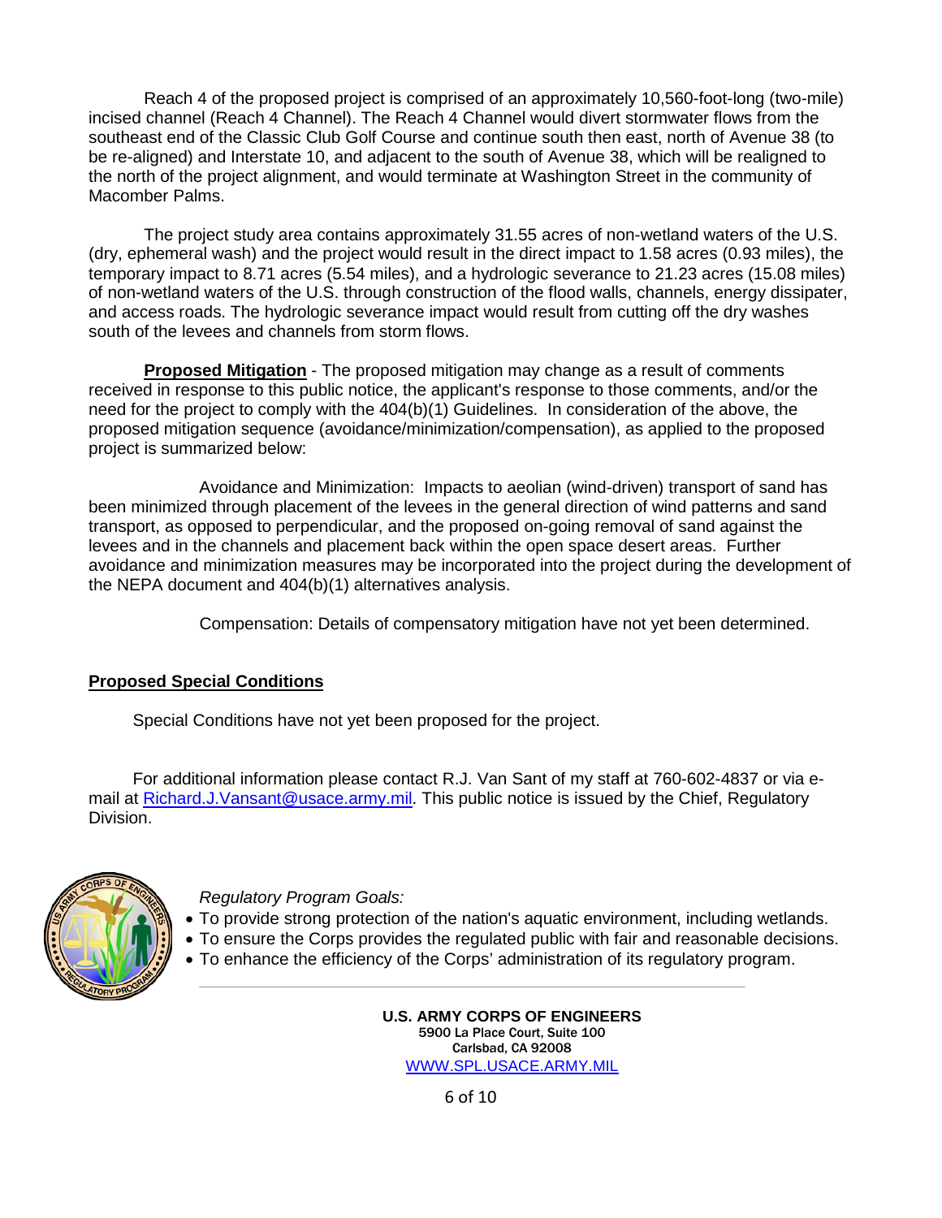Reach 4 of the proposed project is comprised of an approximately 10,560-foot-long (two-mile) incised channel (Reach 4 Channel). The Reach 4 Channel would divert stormwater flows from the southeast end of the Classic Club Golf Course and continue south then east, north of Avenue 38 (to be re-aligned) and Interstate 10, and adjacent to the south of Avenue 38, which will be realigned to the north of the project alignment, and would terminate at Washington Street in the community of Macomber Palms.

The project study area contains approximately 31.55 acres of non-wetland waters of the U.S. (dry, ephemeral wash) and the project would result in the direct impact to 1.58 acres (0.93 miles), the temporary impact to 8.71 acres (5.54 miles), and a hydrologic severance to 21.23 acres (15.08 miles) of non-wetland waters of the U.S. through construction of the flood walls, channels, energy dissipater, and access roads. The hydrologic severance impact would result from cutting off the dry washes south of the levees and channels from storm flows.

**Proposed Mitigation** - The proposed mitigation may change as a result of comments received in response to this public notice, the applicant's response to those comments, and/or the need for the project to comply with the 404(b)(1) Guidelines. In consideration of the above, the proposed mitigation sequence (avoidance/minimization/compensation), as applied to the proposed project is summarized below:

Avoidance and Minimization: Impacts to aeolian (wind-driven) transport of sand has been minimized through placement of the levees in the general direction of wind patterns and sand transport, as opposed to perpendicular, and the proposed on-going removal of sand against the levees and in the channels and placement back within the open space desert areas. Further avoidance and minimization measures may be incorporated into the project during the development of the NEPA document and 404(b)(1) alternatives analysis.

Compensation: Details of compensatory mitigation have not yet been determined.

**Proposed Special Conditions**

Special Conditions have not yet been proposed for the project.

For additional information please contact R.J. Van Sant of my staff at 760-602-4837 or via e-mail at Richard.J.Vansant@usace.army.mil. This public notice is issued by the Chief, Regulatory Division.

*Regulatory Program Goals:*

- To provide strong protection of the nation's aquatic environment, including wetlands.
- To ensure the Corps provides the regulated public with fair and reasonable decisions.
- To enhance the efficiency of the Corps' administration of its regulatory program.

**U.S. ARMY CORPS OF ENGINEERS**
5900 La Place Court, Suite 100
Carlsbad, CA 92008
WWW.SPL.USACE.ARMY.MIL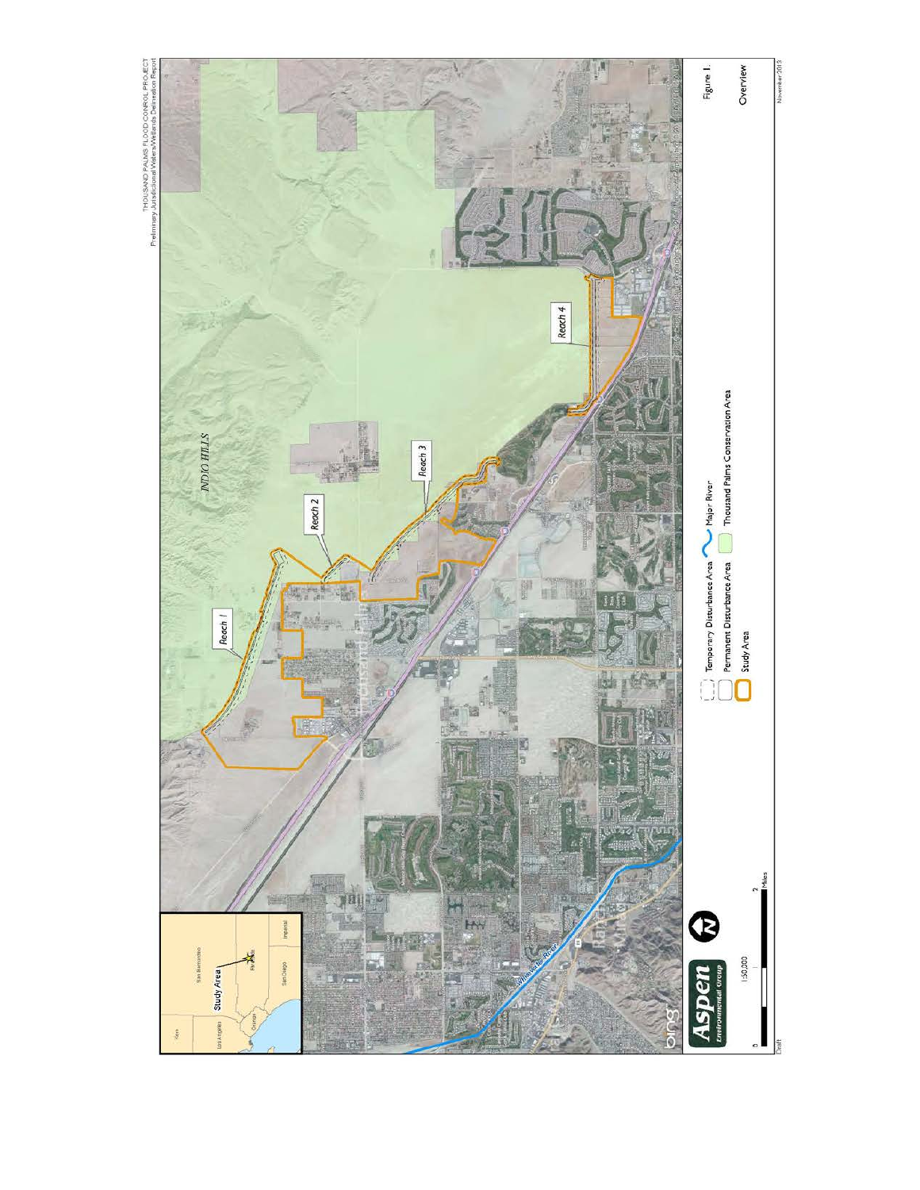THOUSAND PALMS FLOOD CONTROL PROJECT
Preliminary Jurisdictional Waters/Wetlands Delineation Report

INDIO HILLS

Reach 1

Reach 2

Reach 3

Reach 4

Whitewater River

Temporary Disturbance Area

Permanent Disturbance Area

Study Area

Major River

Thousand Palms Conservation Area

Study Area

Aspen Environmental Group

1:50,000

0 1 2 Miles

Figure 1.

Overview

Draft

November 2013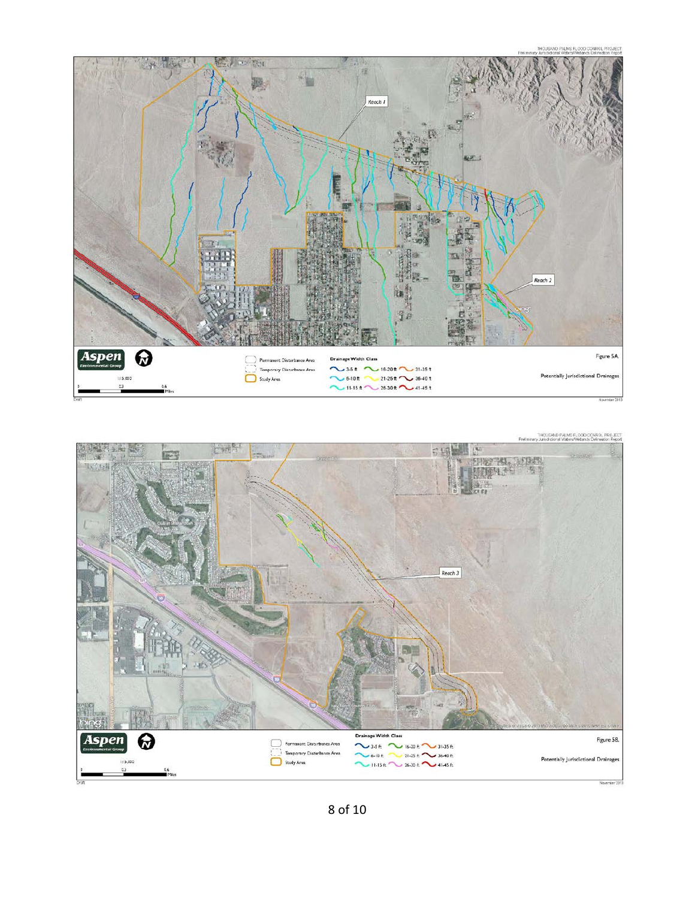THOUSAND PALMS FLOOD CONTROL PROJECT
Preliminary Jurisdictional Waters/Wetlands Delineation Report

Reach 1

Reach 2

Aspen Environmental Group

1:15,000

0 0.3 0.6 Miles

Draft

Permanent Disturbance Area

Temporary Disturbance Area

Study Area

Drainage Width Class

3-5 ft | 16-20 ft | 31-35 ft
6-10 ft | 21-25 ft | 36-40 ft
11-15 ft | 26-30 ft | 41-45 ft

Figure 5A.

Potentially Jurisdictional Drainages

November 2013

THOUSAND PALMS FLOOD CONTROL PROJECT
Preliminary Jurisdictional Waters/Wetlands Delineation Report

Reach 3

Aspen Environmental Group

1:15,000

0 0.3 0.6 Miles

Draft

Permanent Disturbance Area

Temporary Disturbance Area

Study Area

Drainage Width Class

3-5 ft | 16-20 ft | 31-35 ft
6-10 ft | 21-25 ft | 36-40 ft
11-15 ft | 26-30 ft | 41-45 ft

Figure 5B.

Potentially Jurisdictional Drainages

November 2013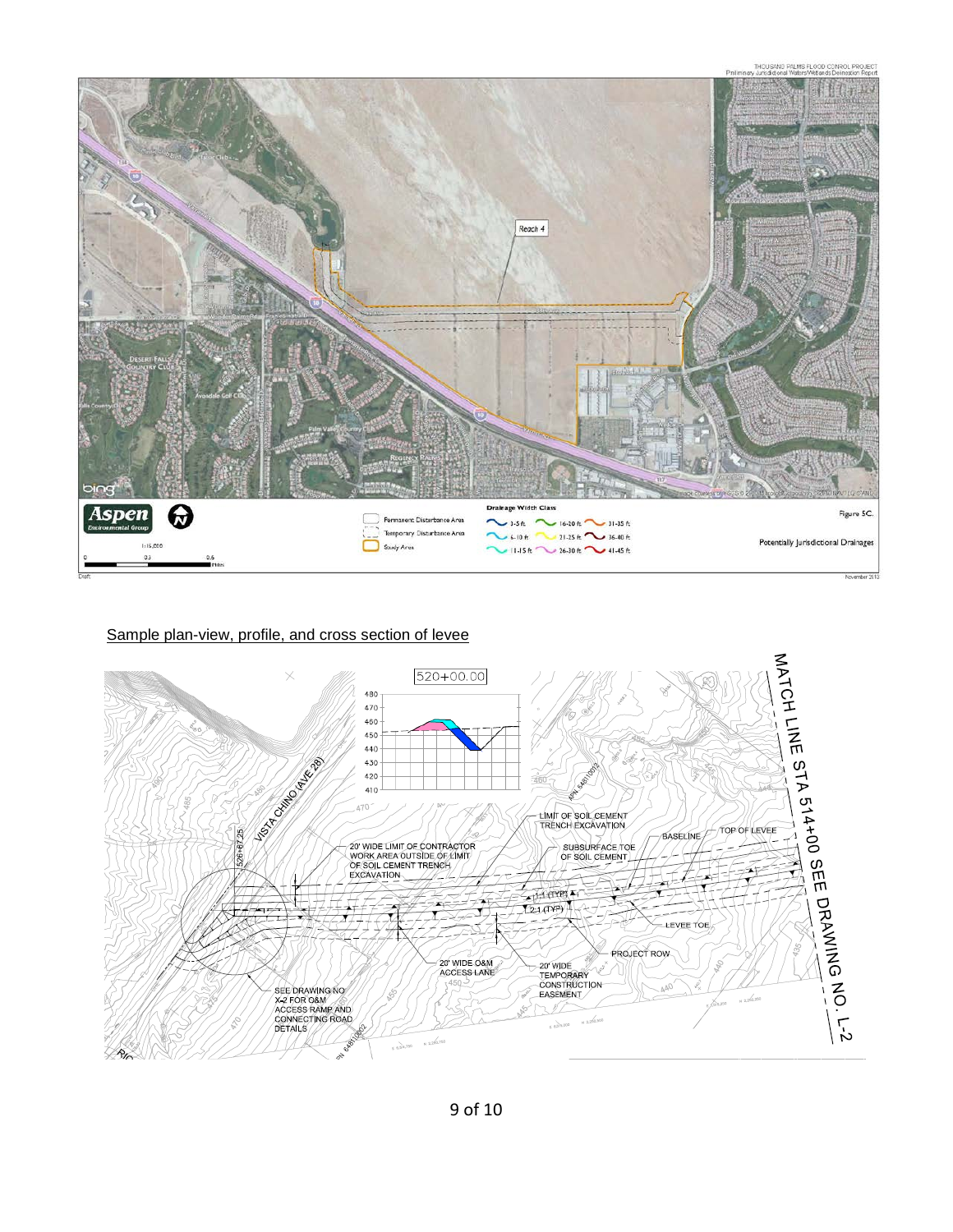THOUSAND PALMS FLOOD CONTROL PROJECT
Preliminary Jurisdictional Waters/Wetlands Delineation Report

Reach 4

Aspen Environmental Group

1:15,000

0 0.3 0.6 Miles

Permanent Disturbance Area

Temporary Disturbance Area

Study Area

**Drainage Width Class**

| | | |
|---|---|---|
| 3-5 ft | 16-20 ft | 31-35 ft |
| 6-10 ft | 21-25 ft | 36-40 ft |
| 11-15 ft | 26-30 ft | 41-45 ft |

Figure 5C.

Potentially Jurisdictional Drainages

Draft

November 2013

Sample plan-view, profile, and cross section of levee

520+00.00

MATCH LINE STA 514+00 SEE DRAWING NO. L-2

VISTA CHINO (AVE 28)

526+67.25

20' WIDE LIMIT OF CONTRACTOR WORK AREA OUTSIDE OF LIMIT OF SOIL CEMENT TRENCH EXCAVATION

LIMIT OF SOIL CEMENT TRENCH EXCAVATION

SUBSURFACE TOE OF SOIL CEMENT

BASELINE

TOP OF LEVEE

1:1 (TYP)

2:1 (TYP)

LEVEE TOE

PROJECT ROW

20' WIDE O&M ACCESS LANE

20' WIDE TEMPORARY CONSTRUCTION EASEMENT

SEE DRAWING NO X-2 FOR O&M ACCESS RAMP AND CONNECTING ROAD DETAILS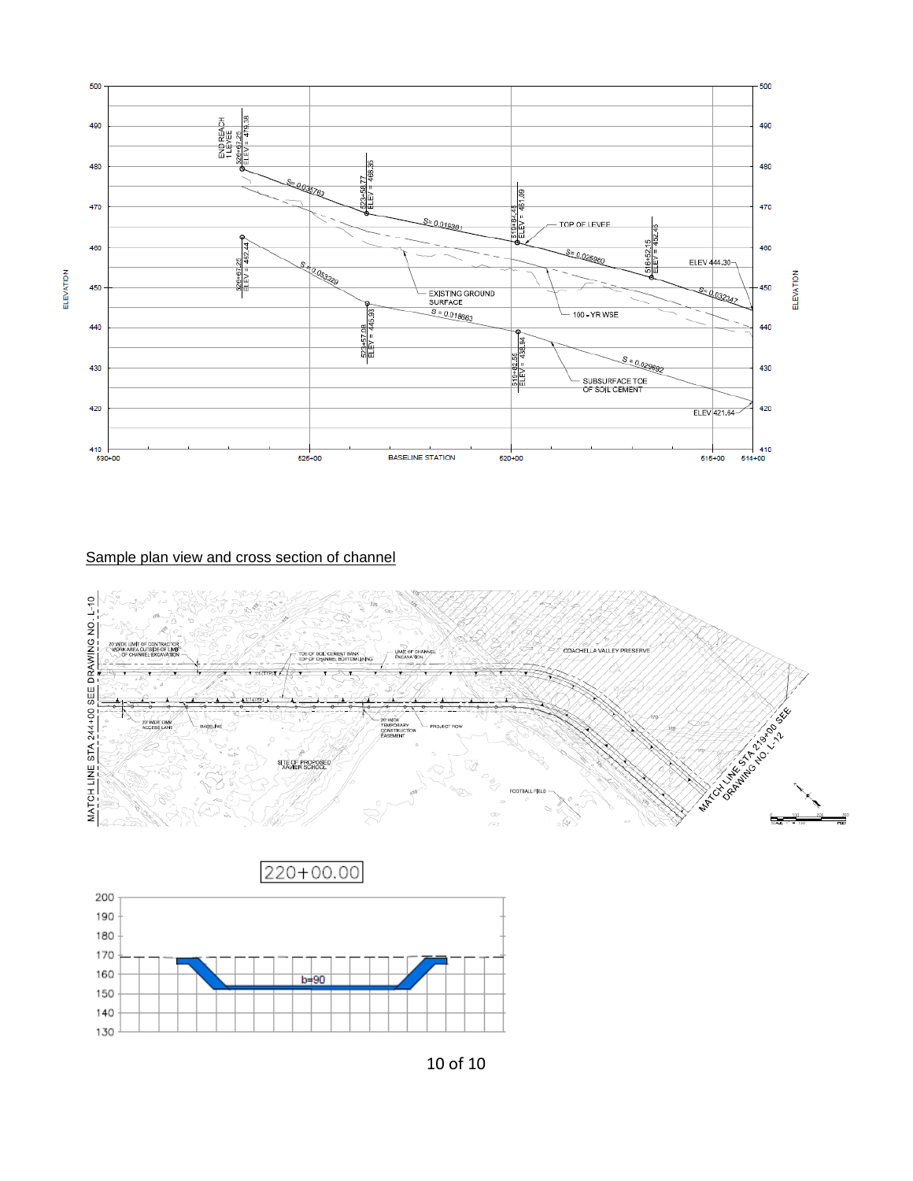500

490

480

470

460

450

440

430

420

410

ELEVATION

END REACH 1 LEVEE 526+67.25 ELEV = 479.38

S= 0.035763

523+58.77 ELEV = 468.35

S= 0.015981

519+84.43 ELEV = 461.09

TOP OF LEVEE

S= 0.025860

516+52.15 ELEV = 452.46

ELEV 444.30

S= 0.032347

526+67.25 ELEV = 462.44

S = 0.053229

EXISTING GROUND SURFACE

S = 0.018663

523+57.08 ELEV = 445.93

100 - YR WSE

519+82.56 ELEV = 438.94

S = 0.029692

SUBSURFACE TOE OF SOIL CEMENT

ELEV 421.64

530+00

525+00

BASELINE STATION

520+00

515+00

514+00

Sample plan view and cross section of channel

MATCH LINE STA 244+00 SEE DRAWING NO. L-10

20' WIDE LIMIT OF CONTRACTOR WORK AREA OUTSIDE OF LIMIT OF CHANNEL EXCAVATION

TOE OF SOIL CEMENT BANK TOP OF CHANNEL BOTTOM LINING

LIMIT OF CHANNEL EXCAVATION

COACHELLA VALLEY PRESERVE

20' WIDE O&M ACCESS LANE

BASELINE

20' WIDE TEMPORARY CONSTRUCTION EASEMENT

PROJECT ROW

SITE OF PROPOSED XAVIER SCHOOL

FOOTBALL FIELD

MATCH LINE STA 219+00 SEE DRAWING NO. L-12

220+00.00

200

190

180

170

160

150

140

130

b=90